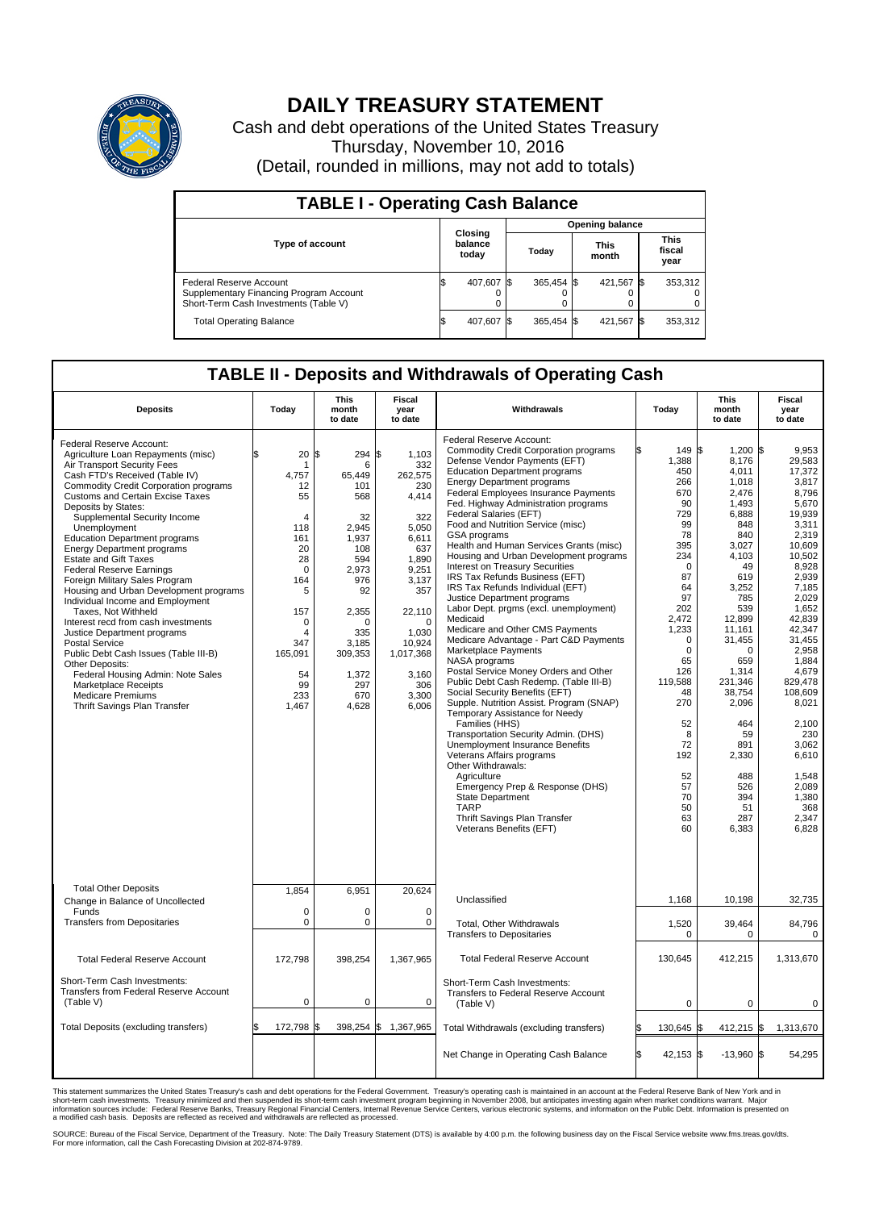# DAILY TREASURY STATEMENT

Cash and debt operations of the United States Treasury

Thursday, November 10, 2016

(Detail, rounded in millions, may not add to totals)

## TABLE I - Operating Cash Balance

| Type of account | Closing balance today | Opening balance Today | Opening balance This month | Opening balance This fiscal year |
|---|---|---|---|---|
| Federal Reserve Account | $ 407,607 | $ 365,454 | $ 421,567 | $ 353,312 |
| Supplementary Financing Program Account | 0 | 0 | 0 | 0 |
| Short-Term Cash Investments (Table V) | 0 | 0 | 0 | 0 |
| Total Operating Balance | $ 407,607 | $ 365,454 | $ 421,567 | $ 353,312 |

## TABLE II - Deposits and Withdrawals of Operating Cash

| Deposits | Today | This month to date | Fiscal year to date |
|---|---|---|---|
| Federal Reserve Account: | | | |
| Agriculture Loan Repayments (misc) | $ 20 | $ 294 | $ 1,103 |
| Air Transport Security Fees | 1 | 6 | 332 |
| Cash FTD's Received (Table IV) | 4,757 | 65,449 | 262,575 |
| Commodity Credit Corporation programs | 12 | 101 | 230 |
| Customs and Certain Excise Taxes | 55 | 568 | 4,414 |
| Deposits by States: | | | |
| Supplemental Security Income | 4 | 32 | 322 |
| Unemployment | 118 | 2,945 | 5,050 |
| Education Department programs | 161 | 1,937 | 6,611 |
| Energy Department programs | 20 | 108 | 637 |
| Estate and Gift Taxes | 28 | 594 | 1,890 |
| Federal Reserve Earnings | 0 | 2,973 | 9,251 |
| Foreign Military Sales Program | 164 | 976 | 3,137 |
| Housing and Urban Development programs | 5 | 92 | 357 |
| Individual Income and Employment Taxes, Not Withheld | 157 | 2,355 | 22,110 |
| Interest recd from cash investments | 0 | 0 | 0 |
| Justice Department programs | 4 | 335 | 1,030 |
| Postal Service | 347 | 3,185 | 10,924 |
| Public Debt Cash Issues (Table III-B) | 165,091 | 309,353 | 1,017,368 |
| Other Deposits: | | | |
| Federal Housing Admin: Note Sales | 54 | 1,372 | 3,160 |
| Marketplace Receipts | 99 | 297 | 306 |
| Medicare Premiums | 233 | 670 | 3,300 |
| Thrift Savings Plan Transfer | 1,467 | 4,628 | 6,006 |
| Total Other Deposits | 1,854 | 6,951 | 20,624 |
| Change in Balance of Uncollected Funds | 0 | 0 | 0 |
| Transfers from Depositaries | 0 | 0 | 0 |
| Total Federal Reserve Account | 172,798 | 398,254 | 1,367,965 |
| Short-Term Cash Investments: Transfers from Federal Reserve Account (Table V) | 0 | 0 | 0 |
| Total Deposits (excluding transfers) | $ 172,798 | $ 398,254 | $ 1,367,965 |

| Withdrawals | Today | This month to date | Fiscal year to date |
|---|---|---|---|
| Federal Reserve Account: | | | |
| Commodity Credit Corporation programs | $ 149 | $ 1,200 | $ 9,953 |
| Defense Vendor Payments (EFT) | 1,388 | 8,176 | 29,583 |
| Education Department programs | 450 | 4,011 | 17,372 |
| Energy Department programs | 266 | 1,018 | 3,817 |
| Federal Employees Insurance Payments | 670 | 2,476 | 8,796 |
| Fed. Highway Administration programs | 90 | 1,493 | 5,670 |
| Federal Salaries (EFT) | 729 | 6,888 | 19,939 |
| Food and Nutrition Service (misc) | 99 | 848 | 3,311 |
| GSA programs | 78 | 840 | 2,319 |
| Health and Human Services Grants (misc) | 395 | 3,027 | 10,609 |
| Housing and Urban Development programs | 234 | 4,103 | 10,502 |
| Interest on Treasury Securities | 0 | 49 | 8,928 |
| IRS Tax Refunds Business (EFT) | 87 | 619 | 2,939 |
| IRS Tax Refunds Individual (EFT) | 64 | 3,252 | 7,185 |
| Justice Department programs | 97 | 785 | 2,029 |
| Labor Dept. prgms (excl. unemployment) | 202 | 539 | 1,652 |
| Medicaid | 2,472 | 12,899 | 42,839 |
| Medicare and Other CMS Payments | 1,233 | 11,161 | 42,347 |
| Medicare Advantage - Part C&D Payments | 0 | 31,455 | 31,455 |
| Marketplace Payments | 0 | 0 | 2,958 |
| NASA programs | 65 | 659 | 1,884 |
| Postal Service Money Orders and Other | 126 | 1,314 | 4,679 |
| Public Debt Cash Redemp. (Table III-B) | 119,588 | 231,346 | 829,478 |
| Social Security Benefits (EFT) | 48 | 38,754 | 108,609 |
| Supple. Nutrition Assist. Program (SNAP) | 270 | 2,096 | 8,021 |
| Temporary Assistance for Needy Families (HHS) | 52 | 464 | 2,100 |
| Transportation Security Admin. (DHS) | 8 | 59 | 230 |
| Unemployment Insurance Benefits | 72 | 891 | 3,062 |
| Veterans Affairs programs | 192 | 2,330 | 6,610 |
| Other Withdrawals: | | | |
| Agriculture | 52 | 488 | 1,548 |
| Emergency Prep & Response (DHS) | 57 | 526 | 2,089 |
| State Department | 70 | 394 | 1,380 |
| TARP | 50 | 51 | 368 |
| Thrift Savings Plan Transfer | 63 | 287 | 2,347 |
| Veterans Benefits (EFT) | 60 | 6,383 | 6,828 |
| Unclassified | 1,168 | 10,198 | 32,735 |
| Total, Other Withdrawals | 1,520 | 39,464 | 84,796 |
| Transfers to Depositaries | 0 | 0 | 0 |
| Total Federal Reserve Account | 130,645 | 412,215 | 1,313,670 |
| Short-Term Cash Investments: Transfers to Federal Reserve Account (Table V) | 0 | 0 | 0 |
| Total Withdrawals (excluding transfers) | $ 130,645 | $ 412,215 | $ 1,313,670 |
| Net Change in Operating Cash Balance | $ 42,153 | $ -13,960 | $ 54,295 |

This statement summarizes the United States Treasury's cash and debt operations for the Federal Government. Treasury's operating cash is maintained in an account at the Federal Reserve Bank of New York and in short-term cash investments. Treasury minimized and then suspended its short-term cash investment program beginning in November 2008, but anticipates investing again when market conditions warrant. Major information sources include: Federal Reserve Banks, Treasury Regional Financial Centers, Internal Revenue Service Centers, various electronic systems, and information on the Public Debt. Information is presented on a modified cash basis. Deposits are reflected as received and withdrawals are reflected as processed.

SOURCE: Bureau of the Fiscal Service, Department of the Treasury. Note: The Daily Treasury Statement (DTS) is available by 4:00 p.m. the following business day on the Fiscal Service website www.fms.treas.gov/dts. For more information, call the Cash Forecasting Division at 202-874-9789.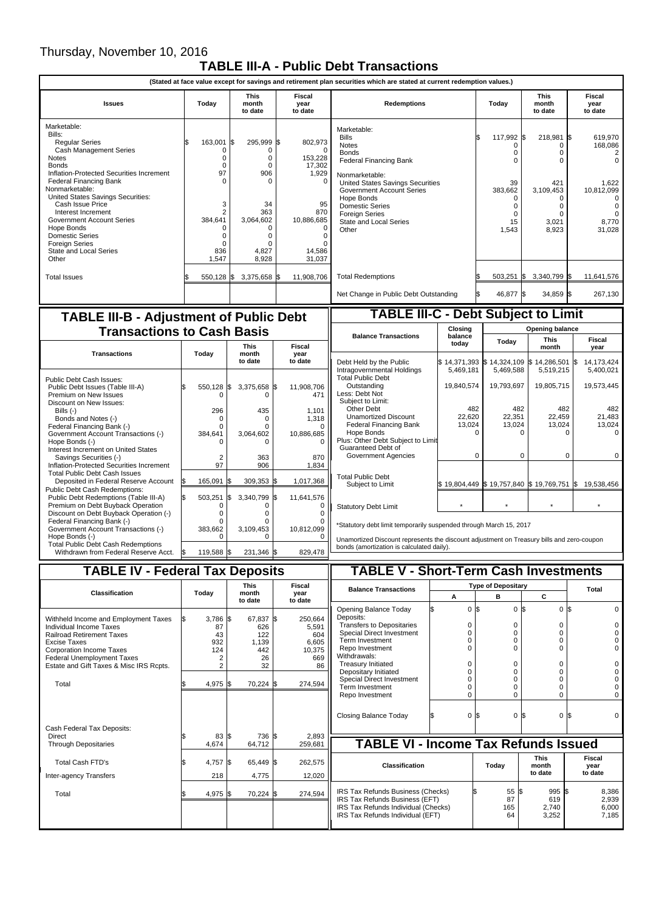Thursday, November 10, 2016

# TABLE III-A - Public Debt Transactions

(Stated at face value except for savings and retirement plan securities which are stated at current redemption values.)

| Issues | Today | This month to date | Fiscal year to date | Redemptions | Today | This month to date | Fiscal year to date |
|---|---|---|---|---|---|---|---|
| Marketable: | | | | Marketable: | | | |
| Bills: | | | | Bills | $ 117,992 | $ 218,981 | $ 619,970 |
| Regular Series | $ 163,001 | $ 295,999 | $ 802,973 | Notes | 0 | 0 | 168,086 |
| Cash Management Series | 0 | 0 | 0 | Bonds | 0 | 0 | 2 |
| Notes | 0 | 0 | 153,228 | Federal Financing Bank | 0 | 0 | 0 |
| Bonds | 0 | 0 | 17,302 | | | | |
| Inflation-Protected Securities Increment | 97 | 906 | 1,929 | Nonmarketable: | | | |
| Federal Financing Bank | 0 | 0 | 0 | United States Savings Securities | 39 | 421 | 1,622 |
| Nonmarketable: | | | | Government Account Series | 383,662 | 3,109,453 | 10,812,099 |
| United States Savings Securities: | | | | Hope Bonds | 0 | 0 | 0 |
| Cash Issue Price | 3 | 34 | 95 | Domestic Series | 0 | 0 | 0 |
| Interest Increment | 2 | 363 | 870 | Foreign Series | 0 | 0 | 0 |
| Government Account Series | 384,641 | 3,064,602 | 10,886,685 | State and Local Series | 15 | 3,021 | 8,770 |
| Hope Bonds | 0 | 0 | 0 | Other | 1,543 | 8,923 | 31,028 |
| Domestic Series | 0 | 0 | 0 | | | | |
| Foreign Series | 0 | 0 | 0 | | | | |
| State and Local Series | 836 | 4,827 | 14,586 | | | | |
| Other | 1,547 | 8,928 | 31,037 | | | | |
| Total Issues | $ 550,128 | $ 3,375,658 | $ 11,908,706 | Total Redemptions | $ 503,251 | $ 3,340,799 | $ 11,641,576 |
| | | | | Net Change in Public Debt Outstanding | $ 46,877 | $ 34,859 | $ 267,130 |

# TABLE III-B - Adjustment of Public Debt Transactions to Cash Basis

| Transactions | Today | This month to date | Fiscal year to date |
|---|---|---|---|
| Public Debt Cash Issues: | | | |
| Public Debt Issues (Table III-A) | $ 550,128 | $ 3,375,658 | $ 11,908,706 |
| Premium on New Issues | 0 | 0 | 471 |
| Discount on New Issues: | | | |
| Bills (-) | 296 | 435 | 1,101 |
| Bonds and Notes (-) | 0 | 0 | 1,318 |
| Federal Financing Bank (-) | 0 | 0 | 0 |
| Government Account Transactions (-) | 384,641 | 3,064,602 | 10,886,685 |
| Hope Bonds (-) | 0 | 0 | 0 |
| Interest Increment on United States Savings Securities (-) | 2 | 363 | 870 |
| Inflation-Protected Securities Increment | 97 | 906 | 1,834 |
| Total Public Debt Cash Issues Deposited in Federal Reserve Account | $ 165,091 | $ 309,353 | $ 1,017,368 |
| Public Debt Cash Redemptions: | | | |
| Public Debt Redemptions (Table III-A) | $ 503,251 | $ 3,340,799 | $ 11,641,576 |
| Premium on Debt Buyback Operation | 0 | 0 | 0 |
| Discount on Debt Buyback Operation (-) | 0 | 0 | 0 |
| Federal Financing Bank (-) | 0 | 0 | 0 |
| Government Account Transactions (-) | 383,662 | 3,109,453 | 10,812,099 |
| Hope Bonds (-) | 0 | 0 | 0 |
| Total Public Debt Cash Redemptions Withdrawn from Federal Reserve Acct. | $ 119,588 | $ 231,346 | $ 829,478 |

# TABLE III-C - Debt Subject to Limit

| Balance Transactions | Closing balance today | Opening balance Today | Opening balance This month | Opening balance Fiscal year |
|---|---|---|---|---|
| Debt Held by the Public | $ 14,371,393 | $ 14,324,109 | $ 14,286,501 | $ 14,173,424 |
| Intragovernmental Holdings | 5,469,181 | 5,469,588 | 5,519,215 | 5,400,021 |
| Total Public Debt Outstanding | 19,840,574 | 19,793,697 | 19,805,715 | 19,573,445 |
| Less: Debt Not Subject to Limit: | | | | |
| Other Debt | 482 | 482 | 482 | 482 |
| Unamortized Discount | 22,620 | 22,351 | 22,459 | 21,483 |
| Federal Financing Bank | 13,024 | 13,024 | 13,024 | 13,024 |
| Hope Bonds | 0 | 0 | 0 | 0 |
| Plus: Other Debt Subject to Limit | | | | |
| Guaranteed Debt of Government Agencies | 0 | 0 | 0 | 0 |
| Total Public Debt Subject to Limit | $ 19,804,449 | $ 19,757,840 | $ 19,769,751 | $ 19,538,456 |
| Statutory Debt Limit | * | * | * | * |

*Statutory debt limit temporarily suspended through March 15, 2017

Unamortized Discount represents the discount adjustment on Treasury bills and zero-coupon bonds (amortization is calculated daily).

# TABLE IV - Federal Tax Deposits

| Classification | Today | This month to date | Fiscal year to date |
|---|---|---|---|
| Withheld Income and Employment Taxes | $ 3,786 | $ 67,837 | $ 250,664 |
| Individual Income Taxes | 87 | 626 | 5,591 |
| Railroad Retirement Taxes | 43 | 122 | 604 |
| Excise Taxes | 932 | 1,139 | 6,605 |
| Corporation Income Taxes | 124 | 442 | 10,375 |
| Federal Unemployment Taxes | 2 | 26 | 669 |
| Estate and Gift Taxes & Misc IRS Rcpts. | 2 | 32 | 86 |
| Total | $ 4,975 | $ 70,224 | $ 274,594 |
| Cash Federal Tax Deposits: | | | |
| Direct | $ 83 | $ 736 | $ 2,893 |
| Through Depositaries | 4,674 | 64,712 | 259,681 |
| Total Cash FTD's | $ 4,757 | $ 65,449 | $ 262,575 |
| Inter-agency Transfers | 218 | 4,775 | 12,020 |
| Total | $ 4,975 | $ 70,224 | $ 274,594 |

# TABLE V - Short-Term Cash Investments

| Balance Transactions | Type of Depositary A | Type of Depositary B | Type of Depositary C | Total |
|---|---|---|---|---|
| Opening Balance Today | $ 0 | $ 0 | $ 0 | $ 0 |
| Deposits: | | | | |
| Transfers to Depositaries | 0 | 0 | 0 | 0 |
| Special Direct Investment | 0 | 0 | 0 | 0 |
| Term Investment | 0 | 0 | 0 | 0 |
| Repo Investment | 0 | 0 | 0 | 0 |
| Withdrawals: | | | | |
| Treasury Initiated | 0 | 0 | 0 | 0 |
| Depositary Initiated | 0 | 0 | 0 | 0 |
| Special Direct Investment | 0 | 0 | 0 | 0 |
| Term Investment | 0 | 0 | 0 | 0 |
| Repo Investment | 0 | 0 | 0 | 0 |
| Closing Balance Today | $ 0 | $ 0 | $ 0 | $ 0 |

# TABLE VI - Income Tax Refunds Issued

| Classification | Today | This month to date | Fiscal year to date |
|---|---|---|---|
| IRS Tax Refunds Business (Checks) | $ 55 | $ 995 | $ 8,386 |
| IRS Tax Refunds Business (EFT) | 87 | 619 | 2,939 |
| IRS Tax Refunds Individual (Checks) | 165 | 2,740 | 6,000 |
| IRS Tax Refunds Individual (EFT) | 64 | 3,252 | 7,185 |